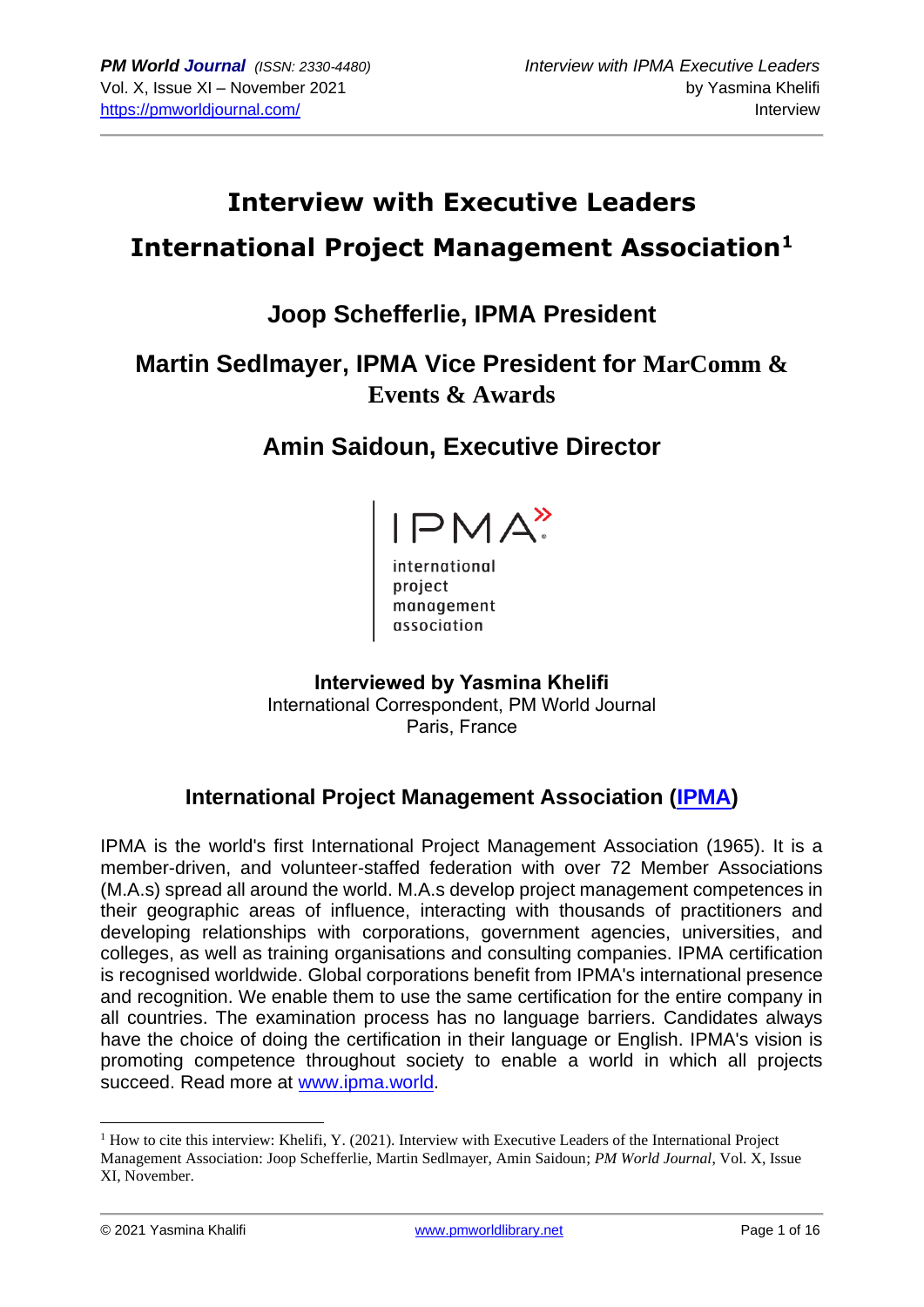# Interview with Executive Leaders

# International Project Management Association[1]

## Joop Schefferlie, IPMA President

## Martin Sedlmayer, IPMA Vice President for MarComm & Events & Awards

## Amin Saidoun, Executive Director

IPMA

international
project
management
association

**Interviewed by Yasmina Khelifi**
International Correspondent, PM World Journal
Paris, France

## International Project Management Association (IPMA)

IPMA is the world's first International Project Management Association (1965). It is a member-driven, and volunteer-staffed federation with over 72 Member Associations (M.A.s) spread all around the world. M.A.s develop project management competences in their geographic areas of influence, interacting with thousands of practitioners and developing relationships with corporations, government agencies, universities, and colleges, as well as training organisations and consulting companies. IPMA certification is recognised worldwide. Global corporations benefit from IPMA's international presence and recognition. We enable them to use the same certification for the entire company in all countries. The examination process has no language barriers. Candidates always have the choice of doing the certification in their language or English. IPMA's vision is promoting competence throughout society to enable a world in which all projects succeed. Read more at www.ipma.world.

---

[1] How to cite this interview: Khelifi, Y. (2021). Interview with Executive Leaders of the International Project Management Association: Joop Schefferlie, Martin Sedlmayer, Amin Saidoun; *PM World Journal*, Vol. X, Issue XI, November.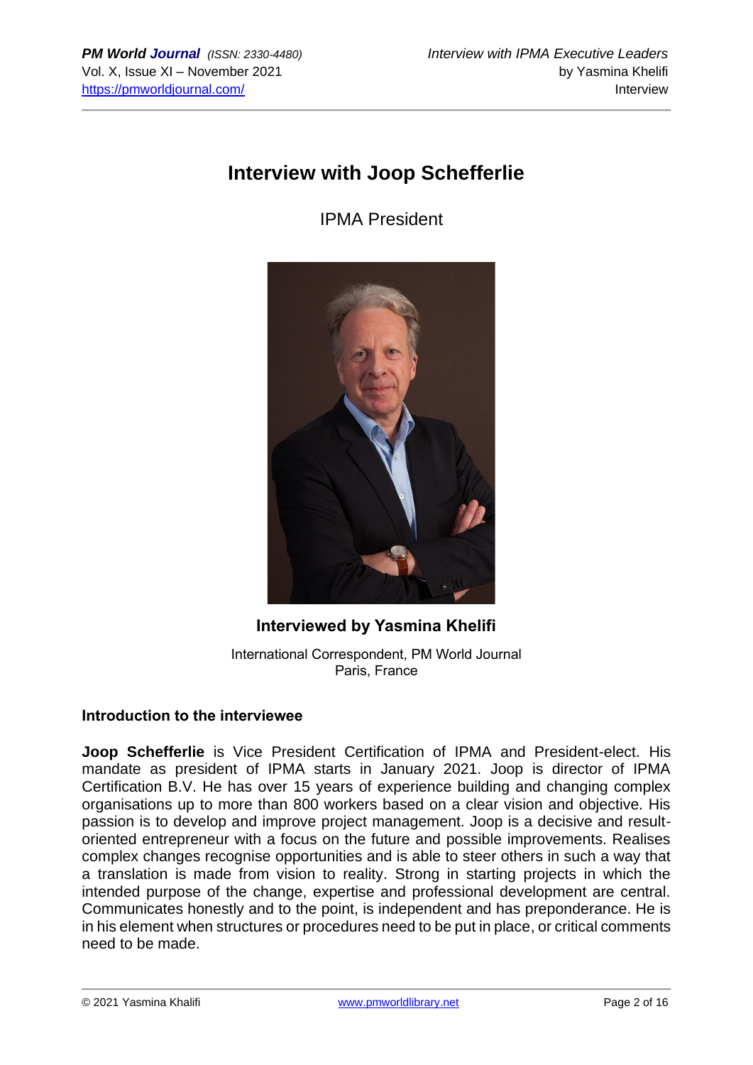# Interview with Joop Schefferlie

IPMA President

**Interviewed by Yasmina Khelifi**

International Correspondent, PM World Journal
Paris, France

## Introduction to the interviewee

**Joop Schefferlie** is Vice President Certification of IPMA and President-elect. His mandate as president of IPMA starts in January 2021. Joop is director of IPMA Certification B.V. He has over 15 years of experience building and changing complex organisations up to more than 800 workers based on a clear vision and objective. His passion is to develop and improve project management. Joop is a decisive and result-oriented entrepreneur with a focus on the future and possible improvements. Realises complex changes recognise opportunities and is able to steer others in such a way that a translation is made from vision to reality. Strong in starting projects in which the intended purpose of the change, expertise and professional development are central. Communicates honestly and to the point, is independent and has preponderance. He is in his element when structures or procedures need to be put in place, or critical comments need to be made.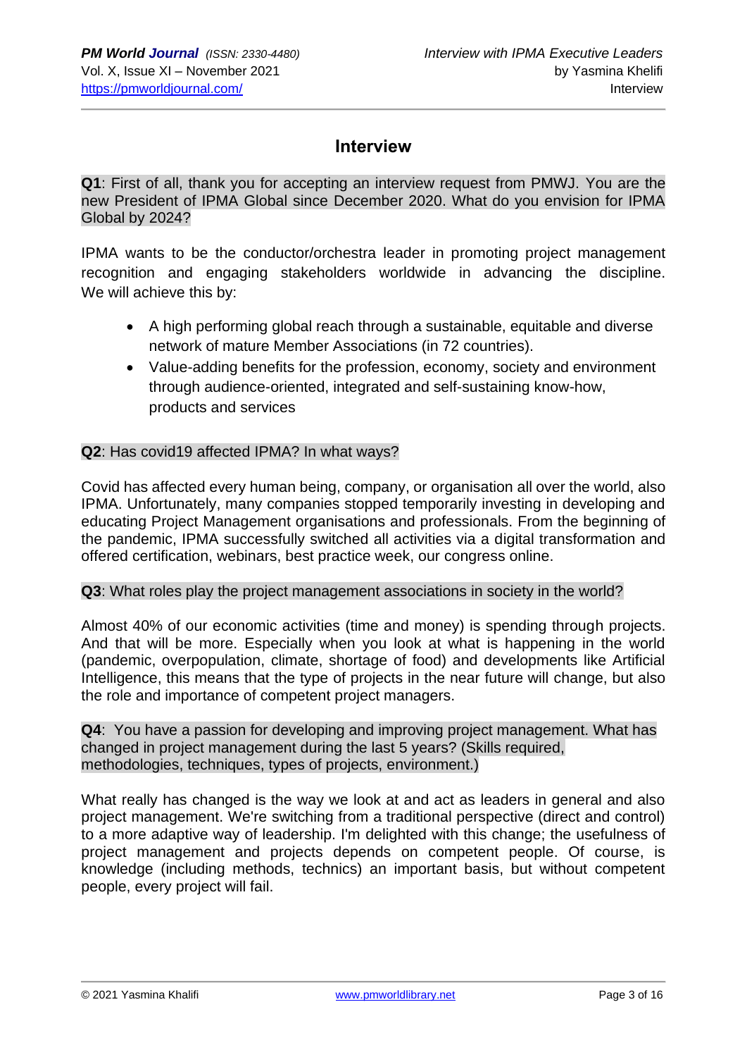## Interview

**Q1**: First of all, thank you for accepting an interview request from PMWJ. You are the new President of IPMA Global since December 2020. What do you envision for IPMA Global by 2024?

IPMA wants to be the conductor/orchestra leader in promoting project management recognition and engaging stakeholders worldwide in advancing the discipline. We will achieve this by:

- A high performing global reach through a sustainable, equitable and diverse network of mature Member Associations (in 72 countries).
- Value-adding benefits for the profession, economy, society and environment through audience-oriented, integrated and self-sustaining know-how, products and services

**Q2**: Has covid19 affected IPMA? In what ways?

Covid has affected every human being, company, or organisation all over the world, also IPMA. Unfortunately, many companies stopped temporarily investing in developing and educating Project Management organisations and professionals. From the beginning of the pandemic, IPMA successfully switched all activities via a digital transformation and offered certification, webinars, best practice week, our congress online.

**Q3**: What roles play the project management associations in society in the world?

Almost 40% of our economic activities (time and money) is spending through projects. And that will be more. Especially when you look at what is happening in the world (pandemic, overpopulation, climate, shortage of food) and developments like Artificial Intelligence, this means that the type of projects in the near future will change, but also the role and importance of competent project managers.

**Q4**: You have a passion for developing and improving project management. What has changed in project management during the last 5 years? (Skills required, methodologies, techniques, types of projects, environment.)

What really has changed is the way we look at and act as leaders in general and also project management. We're switching from a traditional perspective (direct and control) to a more adaptive way of leadership. I'm delighted with this change; the usefulness of project management and projects depends on competent people. Of course, is knowledge (including methods, technics) an important basis, but without competent people, every project will fail.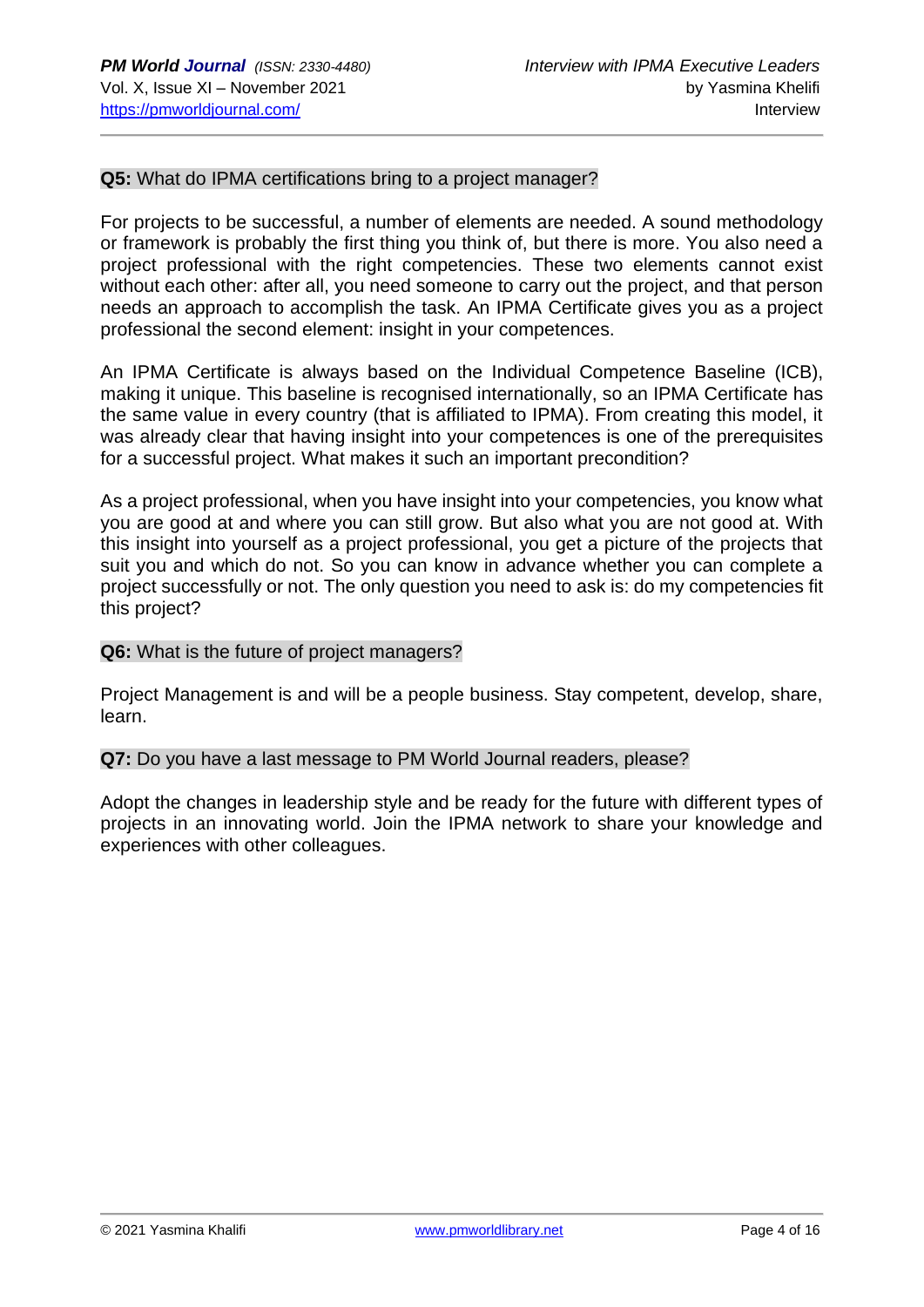**Q5:** What do IPMA certifications bring to a project manager?

For projects to be successful, a number of elements are needed. A sound methodology or framework is probably the first thing you think of, but there is more. You also need a project professional with the right competencies. These two elements cannot exist without each other: after all, you need someone to carry out the project, and that person needs an approach to accomplish the task. An IPMA Certificate gives you as a project professional the second element: insight in your competences.

An IPMA Certificate is always based on the Individual Competence Baseline (ICB), making it unique. This baseline is recognised internationally, so an IPMA Certificate has the same value in every country (that is affiliated to IPMA). From creating this model, it was already clear that having insight into your competences is one of the prerequisites for a successful project. What makes it such an important precondition?

As a project professional, when you have insight into your competencies, you know what you are good at and where you can still grow. But also what you are not good at. With this insight into yourself as a project professional, you get a picture of the projects that suit you and which do not. So you can know in advance whether you can complete a project successfully or not. The only question you need to ask is: do my competencies fit this project?

**Q6:** What is the future of project managers?

Project Management is and will be a people business. Stay competent, develop, share, learn.

**Q7:** Do you have a last message to PM World Journal readers, please?

Adopt the changes in leadership style and be ready for the future with different types of projects in an innovating world. Join the IPMA network to share your knowledge and experiences with other colleagues.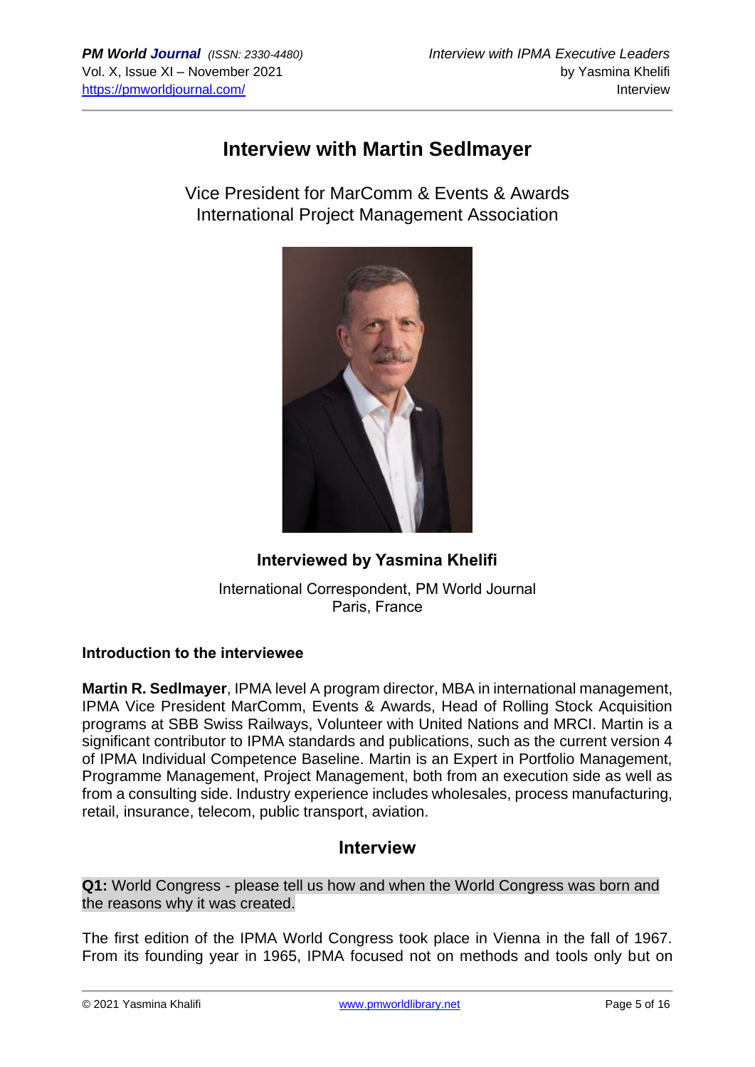# Interview with Martin Sedlmayer

Vice President for MarComm & Events & Awards
International Project Management Association

**Interviewed by Yasmina Khelifi**

International Correspondent, PM World Journal
Paris, France

### Introduction to the interviewee

**Martin R. Sedlmayer**, IPMA level A program director, MBA in international management, IPMA Vice President MarComm, Events & Awards, Head of Rolling Stock Acquisition programs at SBB Swiss Railways, Volunteer with United Nations and MRCI. Martin is a significant contributor to IPMA standards and publications, such as the current version 4 of IPMA Individual Competence Baseline. Martin is an Expert in Portfolio Management, Programme Management, Project Management, both from an execution side as well as from a consulting side. Industry experience includes wholesales, process manufacturing, retail, insurance, telecom, public transport, aviation.

## Interview

**Q1:** World Congress - please tell us how and when the World Congress was born and the reasons why it was created.

The first edition of the IPMA World Congress took place in Vienna in the fall of 1967. From its founding year in 1965, IPMA focused not on methods and tools only but on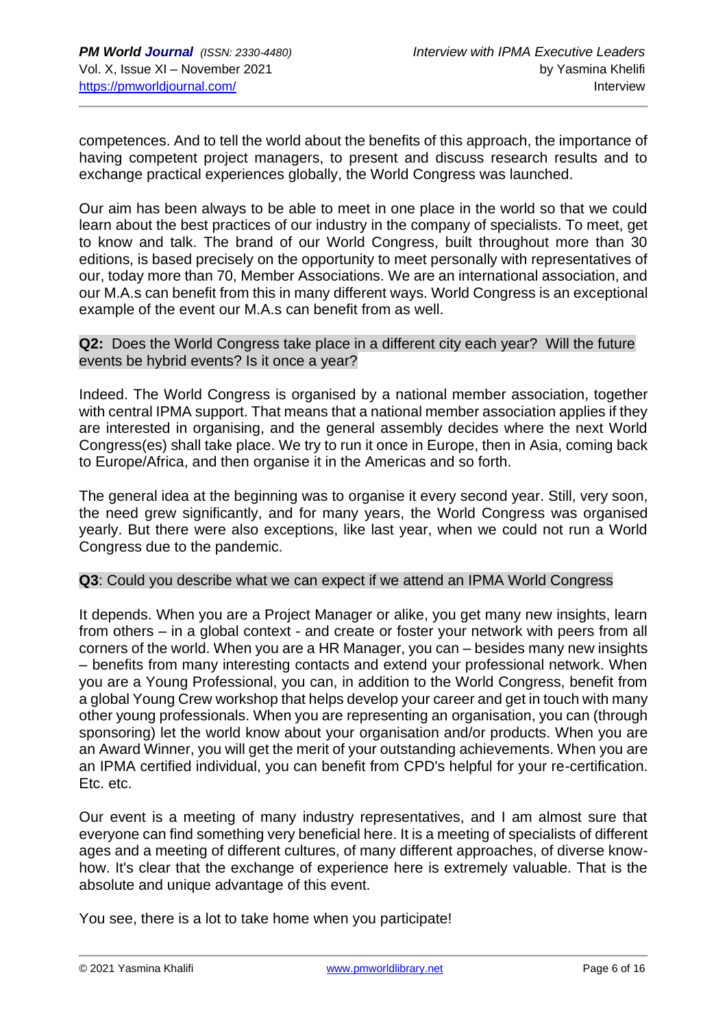competences. And to tell the world about the benefits of this approach, the importance of having competent project managers, to present and discuss research results and to exchange practical experiences globally, the World Congress was launched.

Our aim has been always to be able to meet in one place in the world so that we could learn about the best practices of our industry in the company of specialists. To meet, get to know and talk. The brand of our World Congress, built throughout more than 30 editions, is based precisely on the opportunity to meet personally with representatives of our, today more than 70, Member Associations. We are an international association, and our M.A.s can benefit from this in many different ways. World Congress is an exceptional example of the event our M.A.s can benefit from as well.

**Q2:** Does the World Congress take place in a different city each year? Will the future events be hybrid events? Is it once a year?

Indeed. The World Congress is organised by a national member association, together with central IPMA support. That means that a national member association applies if they are interested in organising, and the general assembly decides where the next World Congress(es) shall take place. We try to run it once in Europe, then in Asia, coming back to Europe/Africa, and then organise it in the Americas and so forth.

The general idea at the beginning was to organise it every second year. Still, very soon, the need grew significantly, and for many years, the World Congress was organised yearly. But there were also exceptions, like last year, when we could not run a World Congress due to the pandemic.

**Q3**: Could you describe what we can expect if we attend an IPMA World Congress

It depends. When you are a Project Manager or alike, you get many new insights, learn from others – in a global context - and create or foster your network with peers from all corners of the world. When you are a HR Manager, you can – besides many new insights – benefits from many interesting contacts and extend your professional network. When you are a Young Professional, you can, in addition to the World Congress, benefit from a global Young Crew workshop that helps develop your career and get in touch with many other young professionals. When you are representing an organisation, you can (through sponsoring) let the world know about your organisation and/or products. When you are an Award Winner, you will get the merit of your outstanding achievements. When you are an IPMA certified individual, you can benefit from CPD's helpful for your re-certification. Etc. etc.

Our event is a meeting of many industry representatives, and I am almost sure that everyone can find something very beneficial here. It is a meeting of specialists of different ages and a meeting of different cultures, of many different approaches, of diverse know-how. It's clear that the exchange of experience here is extremely valuable. That is the absolute and unique advantage of this event.

You see, there is a lot to take home when you participate!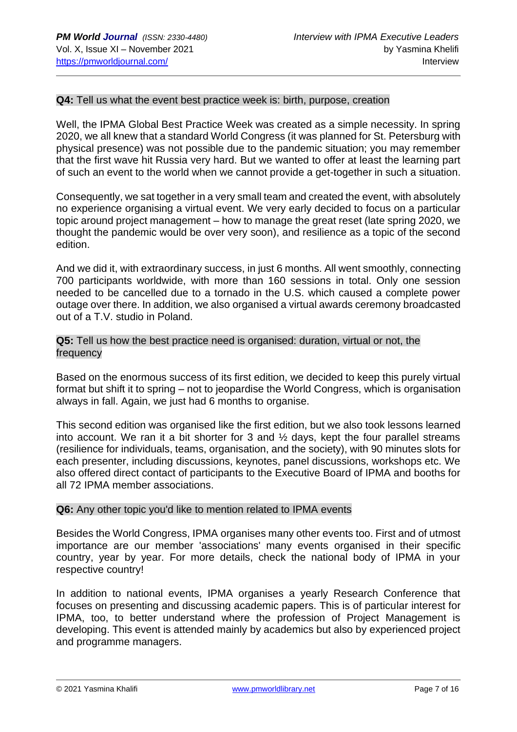**Q4:** Tell us what the event best practice week is: birth, purpose, creation

Well, the IPMA Global Best Practice Week was created as a simple necessity. In spring 2020, we all knew that a standard World Congress (it was planned for St. Petersburg with physical presence) was not possible due to the pandemic situation; you may remember that the first wave hit Russia very hard. But we wanted to offer at least the learning part of such an event to the world when we cannot provide a get-together in such a situation.

Consequently, we sat together in a very small team and created the event, with absolutely no experience organising a virtual event. We very early decided to focus on a particular topic around project management – how to manage the great reset (late spring 2020, we thought the pandemic would be over very soon), and resilience as a topic of the second edition.

And we did it, with extraordinary success, in just 6 months. All went smoothly, connecting 700 participants worldwide, with more than 160 sessions in total. Only one session needed to be cancelled due to a tornado in the U.S. which caused a complete power outage over there. In addition, we also organised a virtual awards ceremony broadcasted out of a T.V. studio in Poland.

**Q5:** Tell us how the best practice need is organised: duration, virtual or not, the frequency

Based on the enormous success of its first edition, we decided to keep this purely virtual format but shift it to spring – not to jeopardise the World Congress, which is organisation always in fall. Again, we just had 6 months to organise.

This second edition was organised like the first edition, but we also took lessons learned into account. We ran it a bit shorter for 3 and ½ days, kept the four parallel streams (resilience for individuals, teams, organisation, and the society), with 90 minutes slots for each presenter, including discussions, keynotes, panel discussions, workshops etc. We also offered direct contact of participants to the Executive Board of IPMA and booths for all 72 IPMA member associations.

**Q6:** Any other topic you'd like to mention related to IPMA events

Besides the World Congress, IPMA organises many other events too. First and of utmost importance are our member 'associations' many events organised in their specific country, year by year. For more details, check the national body of IPMA in your respective country!

In addition to national events, IPMA organises a yearly Research Conference that focuses on presenting and discussing academic papers. This is of particular interest for IPMA, too, to better understand where the profession of Project Management is developing. This event is attended mainly by academics but also by experienced project and programme managers.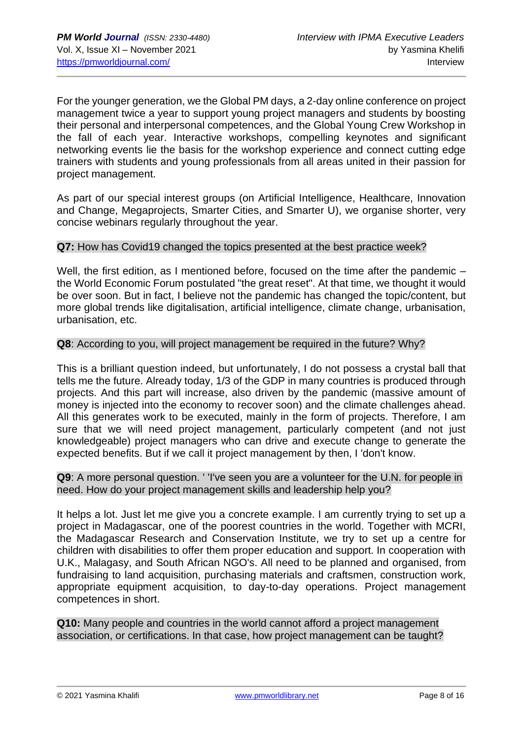For the younger generation, we the Global PM days, a 2-day online conference on project management twice a year to support young project managers and students by boosting their personal and interpersonal competences, and the Global Young Crew Workshop in the fall of each year. Interactive workshops, compelling keynotes and significant networking events lie the basis for the workshop experience and connect cutting edge trainers with students and young professionals from all areas united in their passion for project management.

As part of our special interest groups (on Artificial Intelligence, Healthcare, Innovation and Change, Megaprojects, Smarter Cities, and Smarter U), we organise shorter, very concise webinars regularly throughout the year.

**Q7:** How has Covid19 changed the topics presented at the best practice week?

Well, the first edition, as I mentioned before, focused on the time after the pandemic – the World Economic Forum postulated "the great reset". At that time, we thought it would be over soon. But in fact, I believe not the pandemic has changed the topic/content, but more global trends like digitalisation, artificial intelligence, climate change, urbanisation, urbanisation, etc.

**Q8**: According to you, will project management be required in the future? Why?

This is a brilliant question indeed, but unfortunately, I do not possess a crystal ball that tells me the future. Already today, 1/3 of the GDP in many countries is produced through projects. And this part will increase, also driven by the pandemic (massive amount of money is injected into the economy to recover soon) and the climate challenges ahead. All this generates work to be executed, mainly in the form of projects. Therefore, I am sure that we will need project management, particularly competent (and not just knowledgeable) project managers who can drive and execute change to generate the expected benefits. But if we call it project management by then, I 'don't know.

**Q9**: A more personal question. ' 'I've seen you are a volunteer for the U.N. for people in need. How do your project management skills and leadership help you?

It helps a lot. Just let me give you a concrete example. I am currently trying to set up a project in Madagascar, one of the poorest countries in the world. Together with MCRI, the Madagascar Research and Conservation Institute, we try to set up a centre for children with disabilities to offer them proper education and support. In cooperation with U.K., Malagasy, and South African NGO's. All need to be planned and organised, from fundraising to land acquisition, purchasing materials and craftsmen, construction work, appropriate equipment acquisition, to day-to-day operations. Project management competences in short.

**Q10:** Many people and countries in the world cannot afford a project management association, or certifications. In that case, how project management can be taught?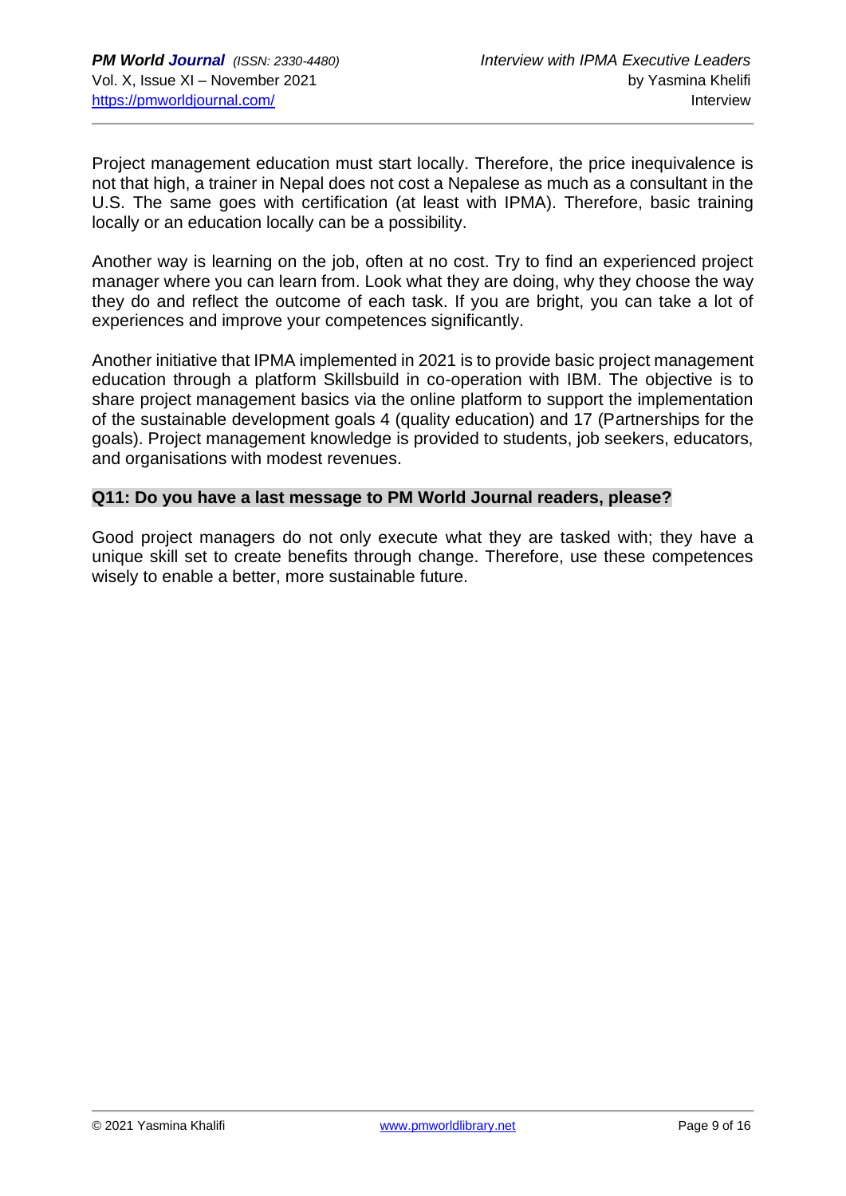Project management education must start locally. Therefore, the price inequivalence is not that high, a trainer in Nepal does not cost a Nepalese as much as a consultant in the U.S. The same goes with certification (at least with IPMA). Therefore, basic training locally or an education locally can be a possibility.

Another way is learning on the job, often at no cost. Try to find an experienced project manager where you can learn from. Look what they are doing, why they choose the way they do and reflect the outcome of each task. If you are bright, you can take a lot of experiences and improve your competences significantly.

Another initiative that IPMA implemented in 2021 is to provide basic project management education through a platform Skillsbuild in co-operation with IBM. The objective is to share project management basics via the online platform to support the implementation of the sustainable development goals 4 (quality education) and 17 (Partnerships for the goals). Project management knowledge is provided to students, job seekers, educators, and organisations with modest revenues.

**Q11: Do you have a last message to PM World Journal readers, please?**

Good project managers do not only execute what they are tasked with; they have a unique skill set to create benefits through change. Therefore, use these competences wisely to enable a better, more sustainable future.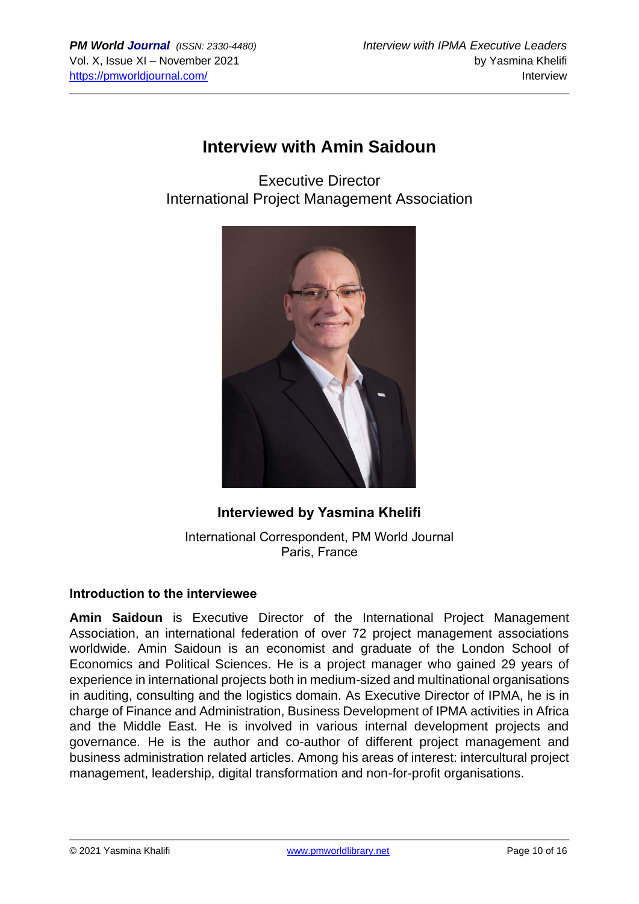# Interview with Amin Saidoun

Executive Director
International Project Management Association

**Interviewed by Yasmina Khelifi**

International Correspondent, PM World Journal
Paris, France

### Introduction to the interviewee

**Amin Saidoun** is Executive Director of the International Project Management Association, an international federation of over 72 project management associations worldwide. Amin Saidoun is an economist and graduate of the London School of Economics and Political Sciences. He is a project manager who gained 29 years of experience in international projects both in medium-sized and multinational organisations in auditing, consulting and the logistics domain. As Executive Director of IPMA, he is in charge of Finance and Administration, Business Development of IPMA activities in Africa and the Middle East. He is involved in various internal development projects and governance. He is the author and co-author of different project management and business administration related articles. Among his areas of interest: intercultural project management, leadership, digital transformation and non-for-profit organisations.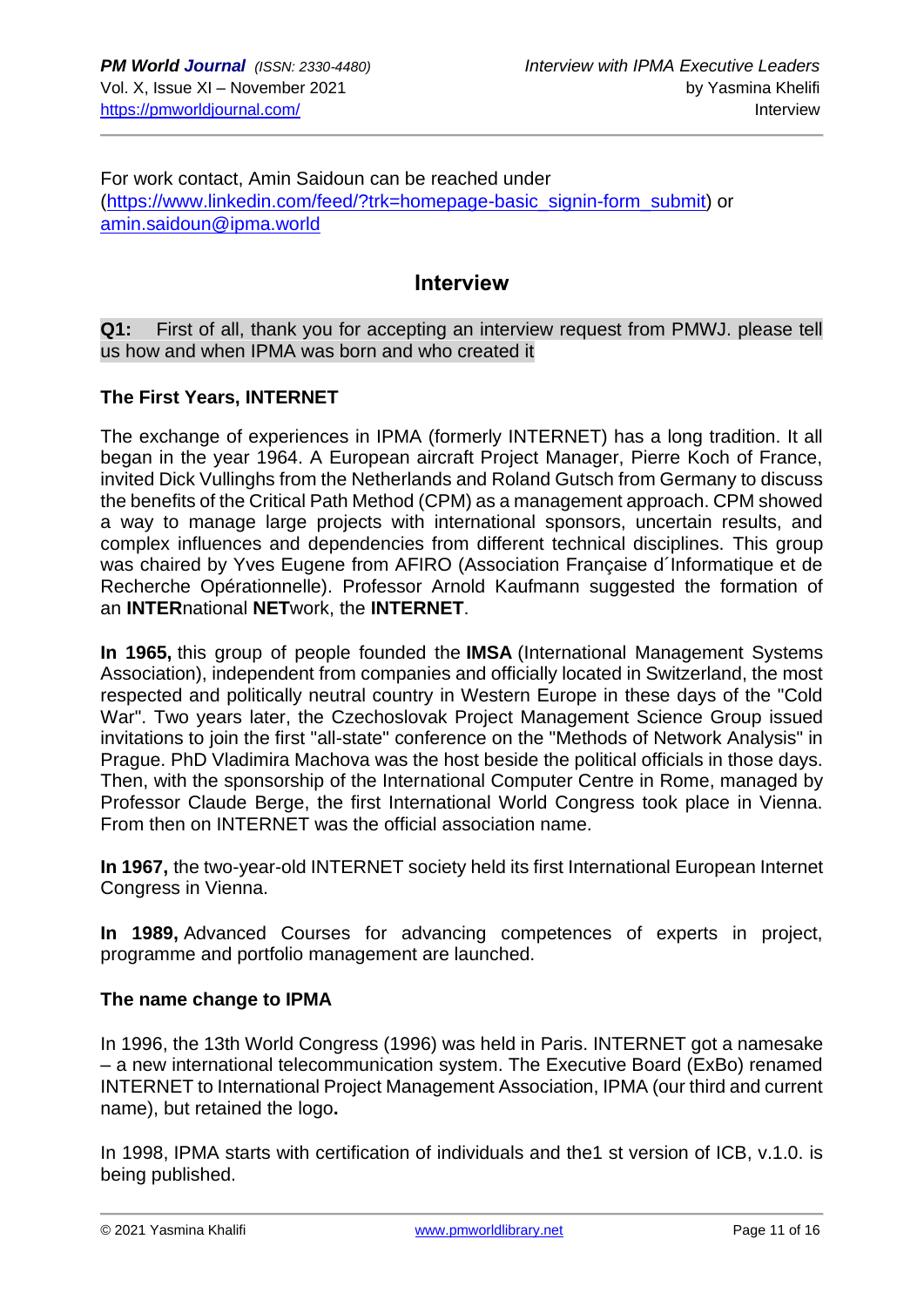For work contact, Amin Saidoun can be reached under (https://www.linkedin.com/feed/?trk=homepage-basic_signin-form_submit) or amin.saidoun@ipma.world

## Interview

**Q1:** First of all, thank you for accepting an interview request from PMWJ. please tell us how and when IPMA was born and who created it

### The First Years, INTERNET

The exchange of experiences in IPMA (formerly INTERNET) has a long tradition. It all began in the year 1964. A European aircraft Project Manager, Pierre Koch of France, invited Dick Vullinghs from the Netherlands and Roland Gutsch from Germany to discuss the benefits of the Critical Path Method (CPM) as a management approach. CPM showed a way to manage large projects with international sponsors, uncertain results, and complex influences and dependencies from different technical disciplines. This group was chaired by Yves Eugene from AFIRO (Association Française d´Informatique et de Recherche Opérationnelle). Professor Arnold Kaufmann suggested the formation of an **INTER**national **NET**work, the **INTERNET**.

**In 1965,** this group of people founded the **IMSA** (International Management Systems Association), independent from companies and officially located in Switzerland, the most respected and politically neutral country in Western Europe in these days of the "Cold War". Two years later, the Czechoslovak Project Management Science Group issued invitations to join the first "all-state" conference on the "Methods of Network Analysis" in Prague. PhD Vladimira Machova was the host beside the political officials in those days. Then, with the sponsorship of the International Computer Centre in Rome, managed by Professor Claude Berge, the first International World Congress took place in Vienna. From then on INTERNET was the official association name.

**In 1967,** the two-year-old INTERNET society held its first International European Internet Congress in Vienna.

**In 1989,** Advanced Courses for advancing competences of experts in project, programme and portfolio management are launched.

### The name change to IPMA

In 1996, the 13th World Congress (1996) was held in Paris. INTERNET got a namesake – a new international telecommunication system. The Executive Board (ExBo) renamed INTERNET to International Project Management Association, IPMA (our third and current name), but retained the logo**.**

In 1998, IPMA starts with certification of individuals and the1 st version of ICB, v.1.0. is being published.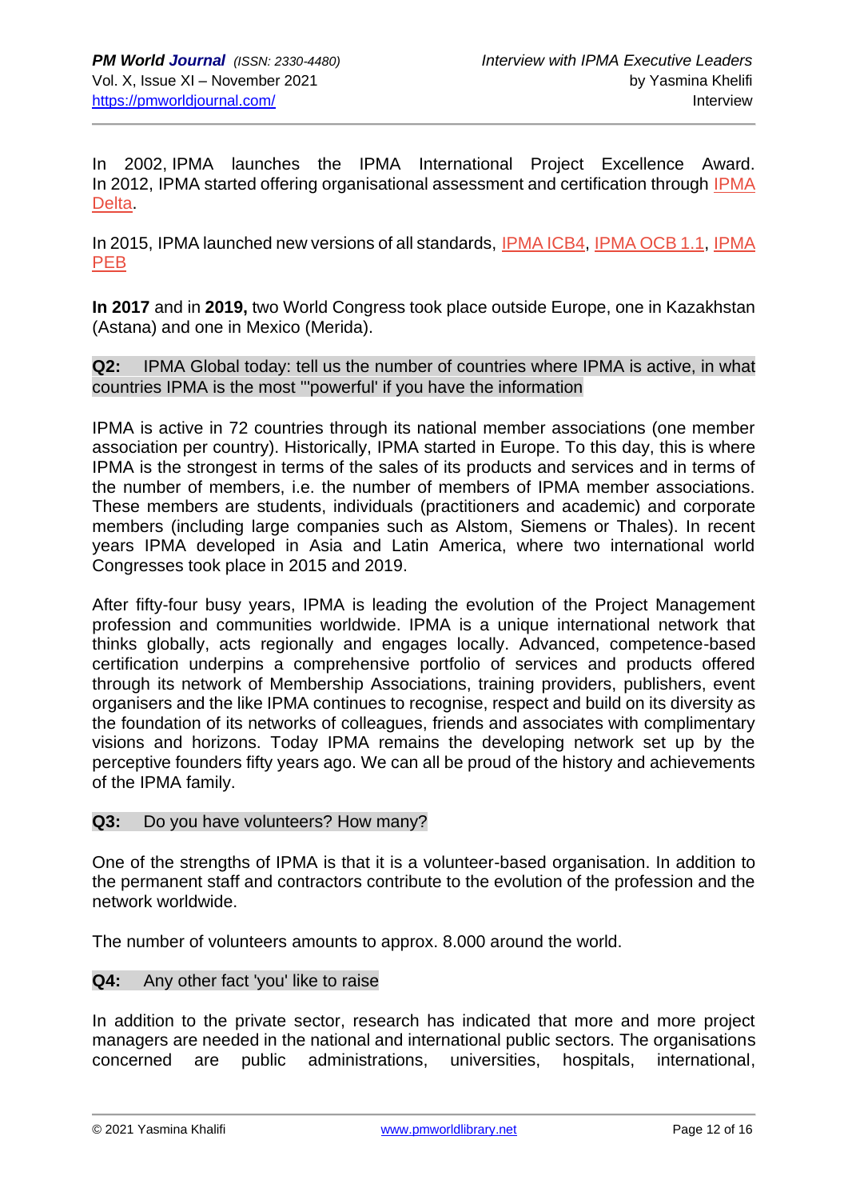In 2002, IPMA launches the IPMA International Project Excellence Award. In 2012, IPMA started offering organisational assessment and certification through IPMA Delta.

In 2015, IPMA launched new versions of all standards, IPMA ICB4, IPMA OCB 1.1, IPMA PEB

**In 2017** and in **2019,** two World Congress took place outside Europe, one in Kazakhstan (Astana) and one in Mexico (Merida).

**Q2:** IPMA Global today: tell us the number of countries where IPMA is active, in what countries IPMA is the most "'powerful' if you have the information

IPMA is active in 72 countries through its national member associations (one member association per country). Historically, IPMA started in Europe. To this day, this is where IPMA is the strongest in terms of the sales of its products and services and in terms of the number of members, i.e. the number of members of IPMA member associations. These members are students, individuals (practitioners and academic) and corporate members (including large companies such as Alstom, Siemens or Thales). In recent years IPMA developed in Asia and Latin America, where two international world Congresses took place in 2015 and 2019.

After fifty-four busy years, IPMA is leading the evolution of the Project Management profession and communities worldwide. IPMA is a unique international network that thinks globally, acts regionally and engages locally. Advanced, competence-based certification underpins a comprehensive portfolio of services and products offered through its network of Membership Associations, training providers, publishers, event organisers and the like IPMA continues to recognise, respect and build on its diversity as the foundation of its networks of colleagues, friends and associates with complimentary visions and horizons. Today IPMA remains the developing network set up by the perceptive founders fifty years ago. We can all be proud of the history and achievements of the IPMA family.

**Q3:** Do you have volunteers? How many?

One of the strengths of IPMA is that it is a volunteer-based organisation. In addition to the permanent staff and contractors contribute to the evolution of the profession and the network worldwide.

The number of volunteers amounts to approx. 8.000 around the world.

**Q4:** Any other fact 'you' like to raise

In addition to the private sector, research has indicated that more and more project managers are needed in the national and international public sectors. The organisations concerned are public administrations, universities, hospitals, international,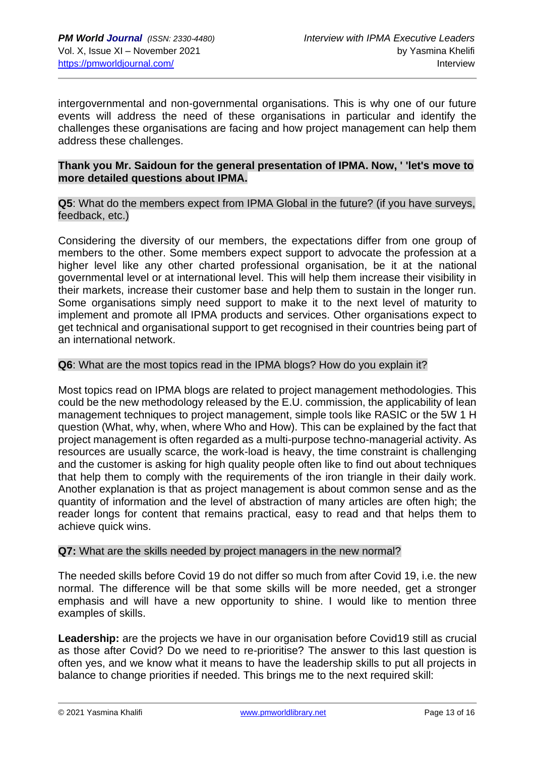intergovernmental and non-governmental organisations. This is why one of our future events will address the need of these organisations in particular and identify the challenges these organisations are facing and how project management can help them address these challenges.

**Thank you Mr. Saidoun for the general presentation of IPMA. Now, ' 'let's move to more detailed questions about IPMA.**

**Q5**: What do the members expect from IPMA Global in the future? (if you have surveys, feedback, etc.)

Considering the diversity of our members, the expectations differ from one group of members to the other. Some members expect support to advocate the profession at a higher level like any other charted professional organisation, be it at the national governmental level or at international level. This will help them increase their visibility in their markets, increase their customer base and help them to sustain in the longer run. Some organisations simply need support to make it to the next level of maturity to implement and promote all IPMA products and services. Other organisations expect to get technical and organisational support to get recognised in their countries being part of an international network.

**Q6**: What are the most topics read in the IPMA blogs? How do you explain it?

Most topics read on IPMA blogs are related to project management methodologies. This could be the new methodology released by the E.U. commission, the applicability of lean management techniques to project management, simple tools like RASIC or the 5W 1 H question (What, why, when, where Who and How). This can be explained by the fact that project management is often regarded as a multi-purpose techno-managerial activity. As resources are usually scarce, the work-load is heavy, the time constraint is challenging and the customer is asking for high quality people often like to find out about techniques that help them to comply with the requirements of the iron triangle in their daily work. Another explanation is that as project management is about common sense and as the quantity of information and the level of abstraction of many articles are often high; the reader longs for content that remains practical, easy to read and that helps them to achieve quick wins.

**Q7:** What are the skills needed by project managers in the new normal?

The needed skills before Covid 19 do not differ so much from after Covid 19, i.e. the new normal. The difference will be that some skills will be more needed, get a stronger emphasis and will have a new opportunity to shine. I would like to mention three examples of skills.

**Leadership:** are the projects we have in our organisation before Covid19 still as crucial as those after Covid? Do we need to re-prioritise? The answer to this last question is often yes, and we know what it means to have the leadership skills to put all projects in balance to change priorities if needed. This brings me to the next required skill: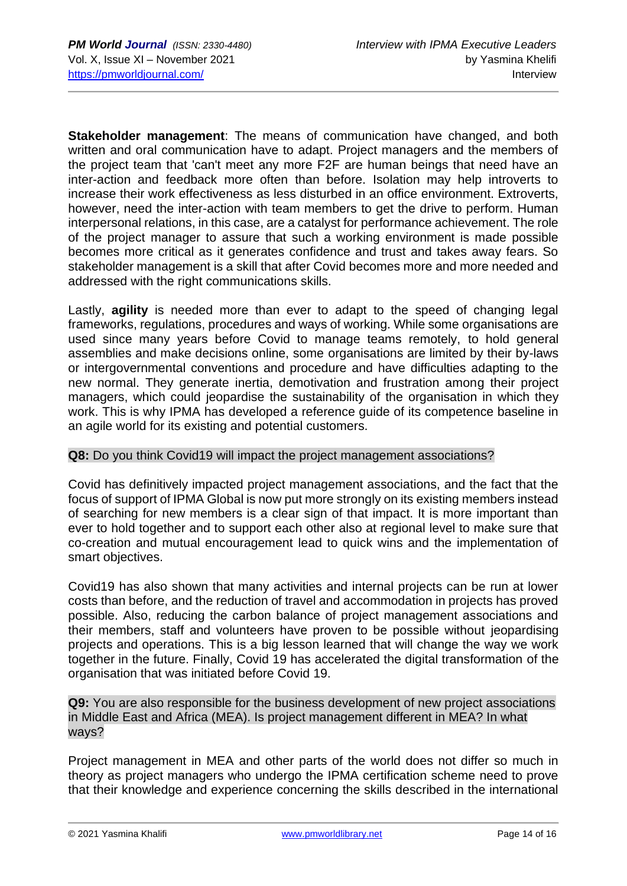**Stakeholder management**: The means of communication have changed, and both written and oral communication have to adapt. Project managers and the members of the project team that 'can't meet any more F2F are human beings that need have an inter-action and feedback more often than before. Isolation may help introverts to increase their work effectiveness as less disturbed in an office environment. Extroverts, however, need the inter-action with team members to get the drive to perform. Human interpersonal relations, in this case, are a catalyst for performance achievement. The role of the project manager to assure that such a working environment is made possible becomes more critical as it generates confidence and trust and takes away fears. So stakeholder management is a skill that after Covid becomes more and more needed and addressed with the right communications skills.

Lastly, **agility** is needed more than ever to adapt to the speed of changing legal frameworks, regulations, procedures and ways of working. While some organisations are used since many years before Covid to manage teams remotely, to hold general assemblies and make decisions online, some organisations are limited by their by-laws or intergovernmental conventions and procedure and have difficulties adapting to the new normal. They generate inertia, demotivation and frustration among their project managers, which could jeopardise the sustainability of the organisation in which they work. This is why IPMA has developed a reference guide of its competence baseline in an agile world for its existing and potential customers.

**Q8:** Do you think Covid19 will impact the project management associations?

Covid has definitively impacted project management associations, and the fact that the focus of support of IPMA Global is now put more strongly on its existing members instead of searching for new members is a clear sign of that impact. It is more important than ever to hold together and to support each other also at regional level to make sure that co-creation and mutual encouragement lead to quick wins and the implementation of smart objectives.

Covid19 has also shown that many activities and internal projects can be run at lower costs than before, and the reduction of travel and accommodation in projects has proved possible. Also, reducing the carbon balance of project management associations and their members, staff and volunteers have proven to be possible without jeopardising projects and operations. This is a big lesson learned that will change the way we work together in the future. Finally, Covid 19 has accelerated the digital transformation of the organisation that was initiated before Covid 19.

**Q9:** You are also responsible for the business development of new project associations in Middle East and Africa (MEA). Is project management different in MEA? In what ways?

Project management in MEA and other parts of the world does not differ so much in theory as project managers who undergo the IPMA certification scheme need to prove that their knowledge and experience concerning the skills described in the international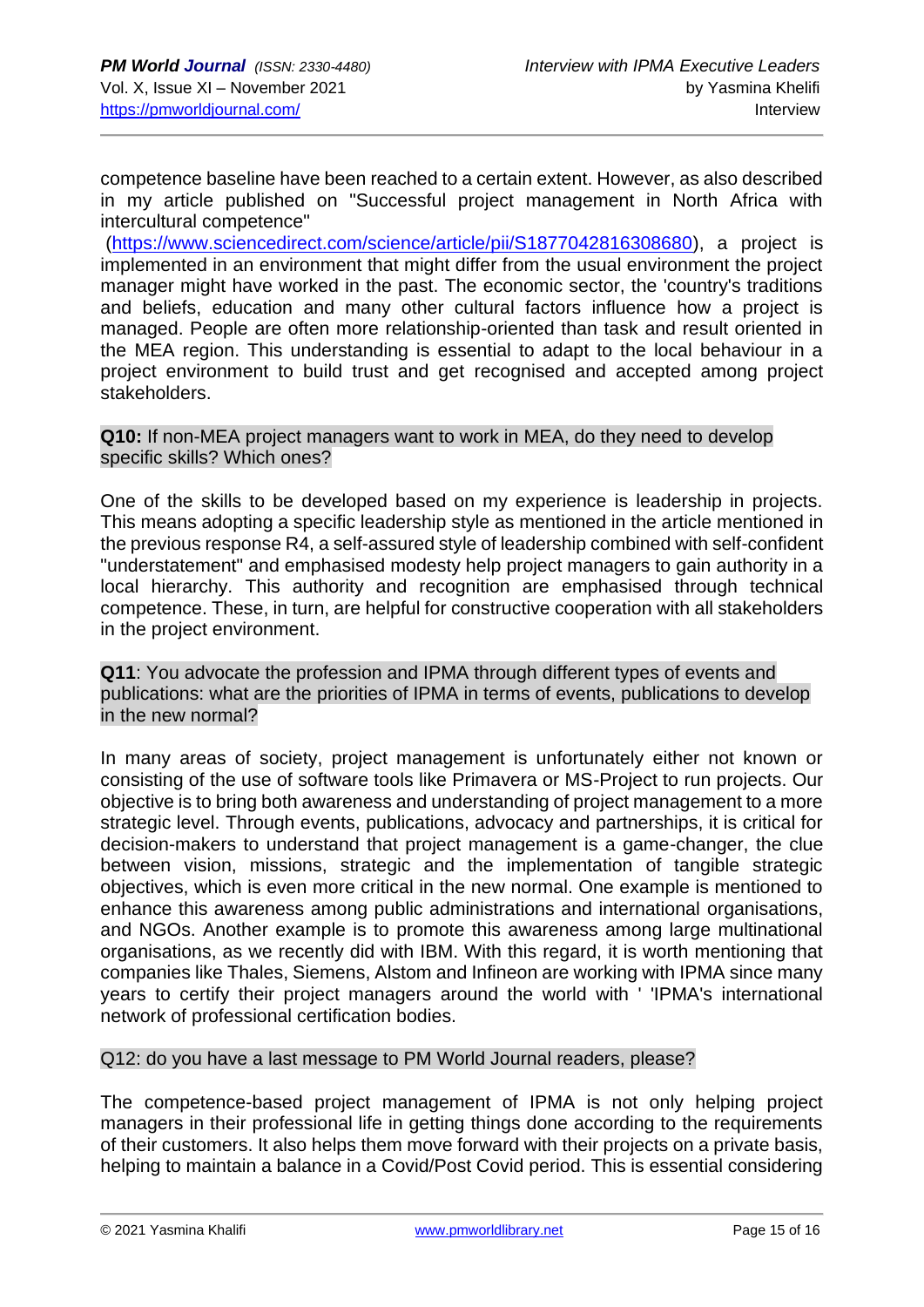competence baseline have been reached to a certain extent. However, as also described in my article published on "Successful project management in North Africa with intercultural competence" (https://www.sciencedirect.com/science/article/pii/S1877042816308680), a project is implemented in an environment that might differ from the usual environment the project manager might have worked in the past. The economic sector, the 'country's traditions and beliefs, education and many other cultural factors influence how a project is managed. People are often more relationship-oriented than task and result oriented in the MEA region. This understanding is essential to adapt to the local behaviour in a project environment to build trust and get recognised and accepted among project stakeholders.

**Q10:** If non-MEA project managers want to work in MEA, do they need to develop specific skills? Which ones?

One of the skills to be developed based on my experience is leadership in projects. This means adopting a specific leadership style as mentioned in the article mentioned in the previous response R4, a self-assured style of leadership combined with self-confident "understatement" and emphasised modesty help project managers to gain authority in a local hierarchy. This authority and recognition are emphasised through technical competence. These, in turn, are helpful for constructive cooperation with all stakeholders in the project environment.

**Q11**: You advocate the profession and IPMA through different types of events and publications: what are the priorities of IPMA in terms of events, publications to develop in the new normal?

In many areas of society, project management is unfortunately either not known or consisting of the use of software tools like Primavera or MS-Project to run projects. Our objective is to bring both awareness and understanding of project management to a more strategic level. Through events, publications, advocacy and partnerships, it is critical for decision-makers to understand that project management is a game-changer, the clue between vision, missions, strategic and the implementation of tangible strategic objectives, which is even more critical in the new normal. One example is mentioned to enhance this awareness among public administrations and international organisations, and NGOs. Another example is to promote this awareness among large multinational organisations, as we recently did with IBM. With this regard, it is worth mentioning that companies like Thales, Siemens, Alstom and Infineon are working with IPMA since many years to certify their project managers around the world with ' 'IPMA's international network of professional certification bodies.

Q12: do you have a last message to PM World Journal readers, please?

The competence-based project management of IPMA is not only helping project managers in their professional life in getting things done according to the requirements of their customers. It also helps them move forward with their projects on a private basis, helping to maintain a balance in a Covid/Post Covid period. This is essential considering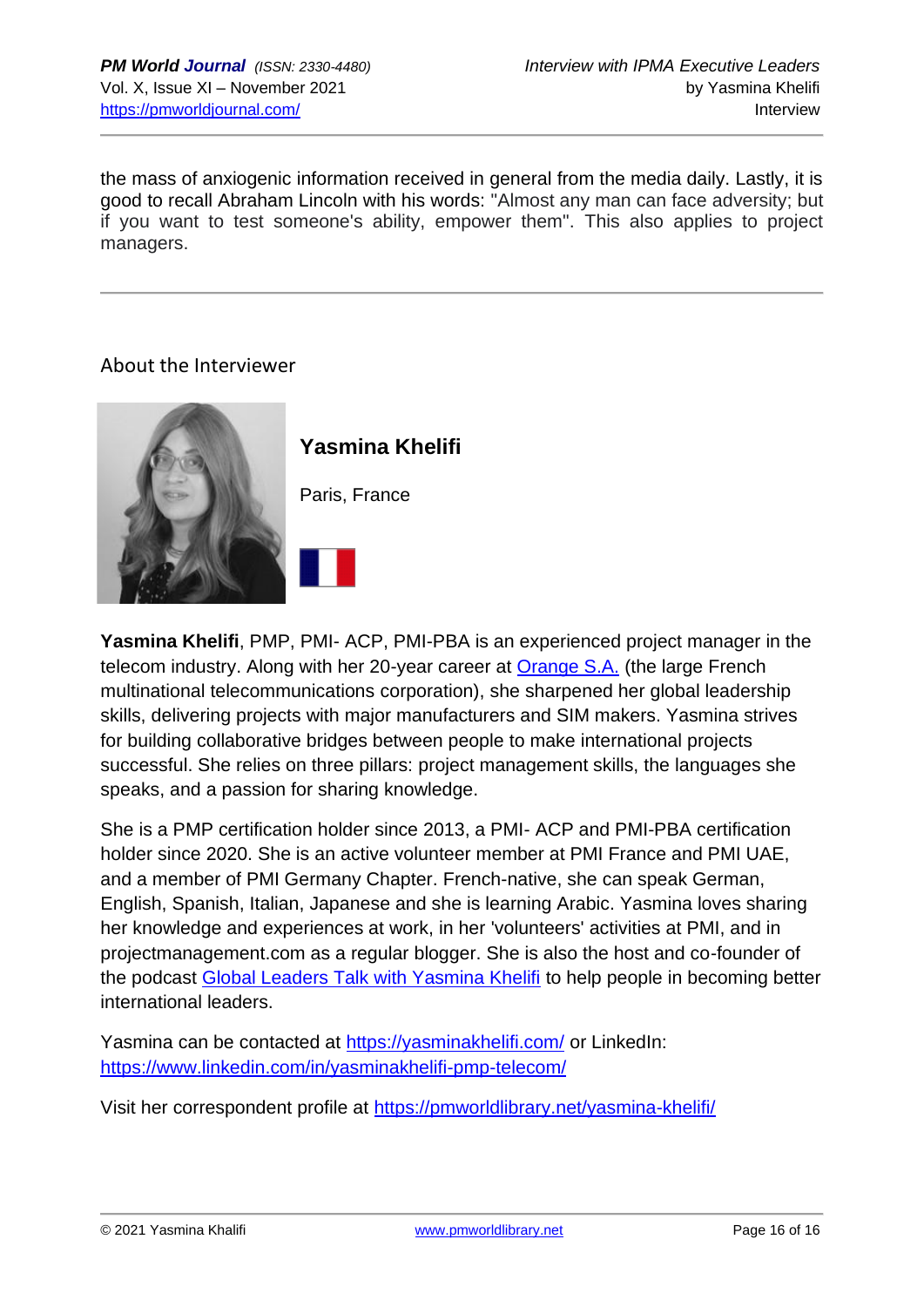the mass of anxiogenic information received in general from the media daily. Lastly, it is good to recall Abraham Lincoln with his words: "Almost any man can face adversity; but if you want to test someone's ability, empower them". This also applies to project managers.

---

## About the Interviewer

### Yasmina Khelifi

Paris, France

**Yasmina Khelifi**, PMP, PMI- ACP, PMI-PBA is an experienced project manager in the telecom industry. Along with her 20-year career at Orange S.A. (the large French multinational telecommunications corporation), she sharpened her global leadership skills, delivering projects with major manufacturers and SIM makers. Yasmina strives for building collaborative bridges between people to make international projects successful. She relies on three pillars: project management skills, the languages she speaks, and a passion for sharing knowledge.

She is a PMP certification holder since 2013, a PMI- ACP and PMI-PBA certification holder since 2020. She is an active volunteer member at PMI France and PMI UAE, and a member of PMI Germany Chapter. French-native, she can speak German, English, Spanish, Italian, Japanese and she is learning Arabic. Yasmina loves sharing her knowledge and experiences at work, in her 'volunteers' activities at PMI, and in projectmanagement.com as a regular blogger. She is also the host and co-founder of the podcast Global Leaders Talk with Yasmina Khelifi to help people in becoming better international leaders.

Yasmina can be contacted at https://yasminakhelifi.com/ or LinkedIn: https://www.linkedin.com/in/yasminakhelifi-pmp-telecom/

Visit her correspondent profile at https://pmworldlibrary.net/yasmina-khelifi/